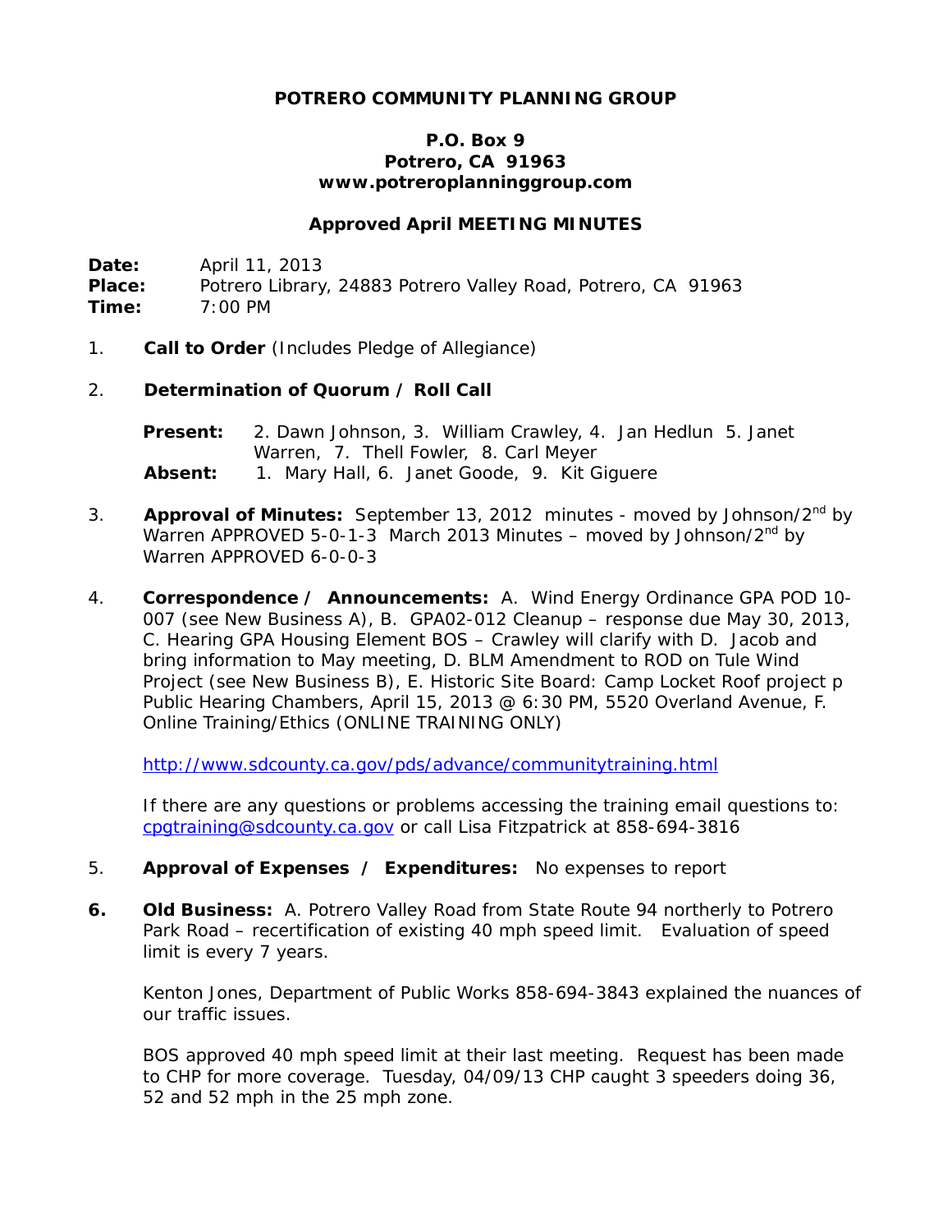**POTRERO COMMUNITY PLANNING GROUP**

**P.O. Box 9**
**Potrero, CA 91963**
**www.potreroplanninggroup.com**

**Approved April MEETING MINUTES**

**Date:** April 11, 2013
**Place:** Potrero Library, 24883 Potrero Valley Road, Potrero, CA 91963
**Time:** 7:00 PM

1. **Call to Order** (Includes Pledge of Allegiance)

2. **Determination of Quorum / Roll Call**

   **Present:** 2. Dawn Johnson, 3. William Crawley, 4. Jan Hedlun 5. Janet Warren, 7. Thell Fowler, 8. Carl Meyer
   **Absent:** 1. Mary Hall, 6. Janet Goode, 9. Kit Giguere

3. **Approval of Minutes:** September 13, 2012 minutes - moved by Johnson/2nd by Warren APPROVED 5-0-1-3 March 2013 Minutes – moved by Johnson/2nd by Warren APPROVED 6-0-0-3

4. **Correspondence / Announcements:** A. Wind Energy Ordinance GPA POD 10-007 (see New Business A), B. GPA02-012 Cleanup – response due May 30, 2013, C. Hearing GPA Housing Element BOS – Crawley will clarify with D. Jacob and bring information to May meeting, D. BLM Amendment to ROD on Tule Wind Project (see New Business B), E. Historic Site Board: Camp Locket Roof project p Public Hearing Chambers, April 15, 2013 @ 6:30 PM, 5520 Overland Avenue, F. Online Training/Ethics (ONLINE TRAINING ONLY)

   http://www.sdcounty.ca.gov/pds/advance/communitytraining.html

   If there are any questions or problems accessing the training email questions to: cpgtraining@sdcounty.ca.gov or call Lisa Fitzpatrick at 858-694-3816

5. **Approval of Expenses / Expenditures:** No expenses to report

6. **Old Business:** A. Potrero Valley Road from State Route 94 northerly to Potrero Park Road – recertification of existing 40 mph speed limit. Evaluation of speed limit is every 7 years.

   Kenton Jones, Department of Public Works 858-694-3843 explained the nuances of our traffic issues.

   BOS approved 40 mph speed limit at their last meeting. Request has been made to CHP for more coverage. Tuesday, 04/09/13 CHP caught 3 speeders doing 36, 52 and 52 mph in the 25 mph zone.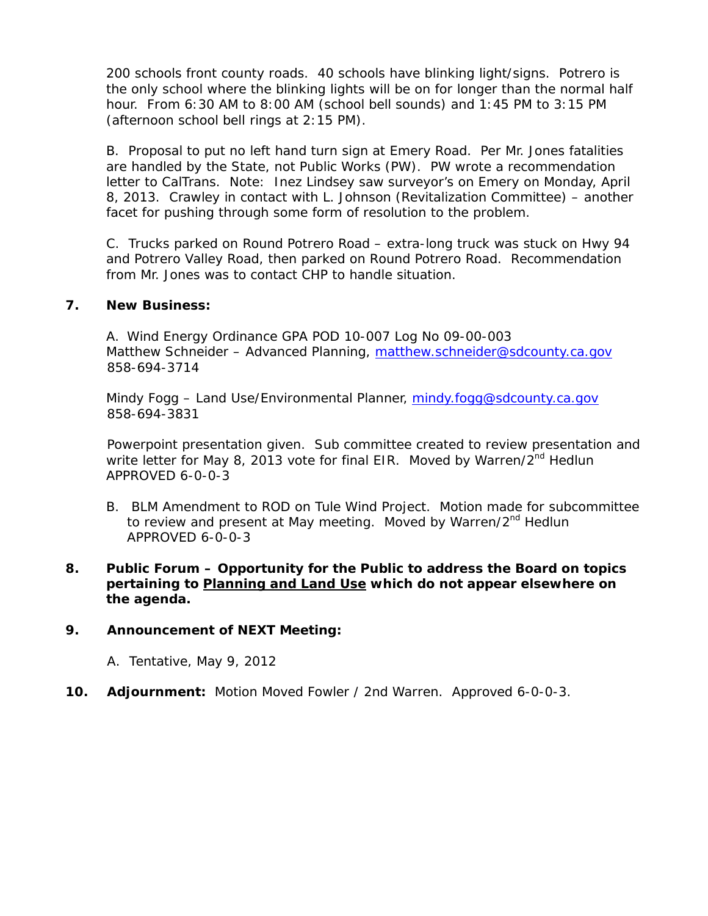200 schools front county roads. 40 schools have blinking light/signs. Potrero is the only school where the blinking lights will be on for longer than the normal half hour. From 6:30 AM to 8:00 AM (school bell sounds) and 1:45 PM to 3:15 PM (afternoon school bell rings at 2:15 PM).

B. Proposal to put no left hand turn sign at Emery Road. Per Mr. Jones fatalities are handled by the State, not Public Works (PW). PW wrote a recommendation letter to CalTrans. Note: Inez Lindsey saw surveyor's on Emery on Monday, April 8, 2013. Crawley in contact with L. Johnson (Revitalization Committee) – another facet for pushing through some form of resolution to the problem.

C. Trucks parked on Round Potrero Road – extra-long truck was stuck on Hwy 94 and Potrero Valley Road, then parked on Round Potrero Road. Recommendation from Mr. Jones was to contact CHP to handle situation.

**7. New Business:**

A. Wind Energy Ordinance GPA POD 10-007 Log No 09-00-003
Matthew Schneider – Advanced Planning, matthew.schneider@sdcounty.ca.gov
858-694-3714

Mindy Fogg – Land Use/Environmental Planner, mindy.fogg@sdcounty.ca.gov
858-694-3831

Powerpoint presentation given. Sub committee created to review presentation and write letter for May 8, 2013 vote for final EIR. Moved by Warren/2nd Hedlun
APPROVED 6-0-0-3

B. BLM Amendment to ROD on Tule Wind Project. Motion made for subcommittee to review and present at May meeting. Moved by Warren/2nd Hedlun
APPROVED 6-0-0-3

**8. Public Forum – Opportunity for the Public to address the Board on topics pertaining to <u>Planning and Land Use</u> which do not appear elsewhere on the agenda.**

**9. Announcement of NEXT Meeting:**

A. Tentative, May 9, 2012

**10. Adjournment:** Motion Moved Fowler / 2nd Warren. Approved 6-0-0-3.